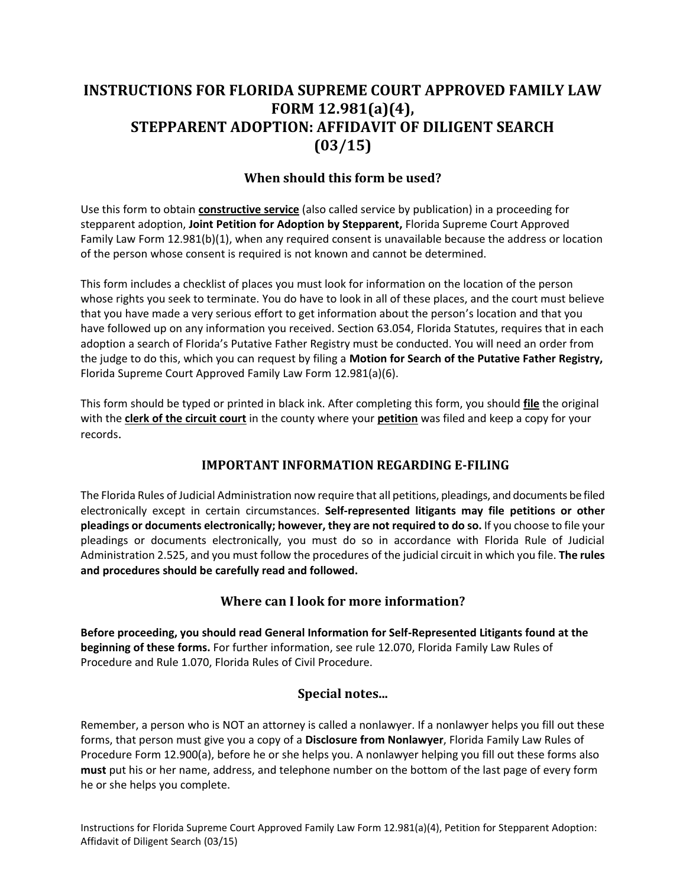# INSTRUCTIONS FOR FLORIDA SUPREME COURT APPROVED FAMILY LAW FORM 12.981(a)(4), STEPPARENT ADOPTION: AFFIDAVIT OF DILIGENT SEARCH (03/15)

## When should this form be used?

Use this form to obtain **constructive service** (also called service by publication) in a proceeding for stepparent adoption, **Joint Petition for Adoption by Stepparent,** Florida Supreme Court Approved Family Law Form 12.981(b)(1), when any required consent is unavailable because the address or location of the person whose consent is required is not known and cannot be determined.

This form includes a checklist of places you must look for information on the location of the person whose rights you seek to terminate. You do have to look in all of these places, and the court must believe that you have made a very serious effort to get information about the person's location and that you have followed up on any information you received. Section 63.054, Florida Statutes, requires that in each adoption a search of Florida's Putative Father Registry must be conducted. You will need an order from the judge to do this, which you can request by filing a **Motion for Search of the Putative Father Registry,** Florida Supreme Court Approved Family Law Form 12.981(a)(6).

This form should be typed or printed in black ink. After completing this form, you should **file** the original with the **clerk of the circuit court** in the county where your **petition** was filed and keep a copy for your records.

## IMPORTANT INFORMATION REGARDING E-FILING

The Florida Rules of Judicial Administration now require that all petitions, pleadings, and documents be filed electronically except in certain circumstances. **Self-represented litigants may file petitions or other pleadings or documents electronically; however, they are not required to do so.** If you choose to file your pleadings or documents electronically, you must do so in accordance with Florida Rule of Judicial Administration 2.525, and you must follow the procedures of the judicial circuit in which you file. **The rules and procedures should be carefully read and followed.**

## Where can I look for more information?

**Before proceeding, you should read General Information for Self-Represented Litigants found at the beginning of these forms.** For further information, see rule 12.070, Florida Family Law Rules of Procedure and Rule 1.070, Florida Rules of Civil Procedure.

## Special notes...

Remember, a person who is NOT an attorney is called a nonlawyer. If a nonlawyer helps you fill out these forms, that person must give you a copy of a **Disclosure from Nonlawyer**, Florida Family Law Rules of Procedure Form 12.900(a), before he or she helps you. A nonlawyer helping you fill out these forms also **must** put his or her name, address, and telephone number on the bottom of the last page of every form he or she helps you complete.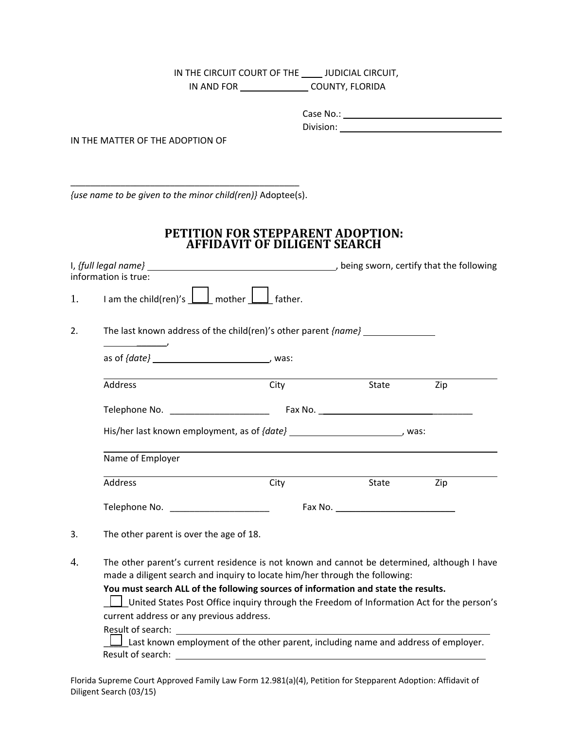IN THE CIRCUIT COURT OF THE ____ JUDICIAL CIRCUIT,
IN AND FOR ______________ COUNTY, FLORIDA

Case No.: ______________________________
Division: ______________________________

IN THE MATTER OF THE ADOPTION OF

_______________________________________________
*{use name to be given to the minor child(ren)}* Adoptee(s).

# PETITION FOR STEPPARENT ADOPTION: AFFIDAVIT OF DILIGENT SEARCH

I, *{full legal name}* ______________________________________, being sworn, certify that the following information is true:

1. I am the child(ren)'s ☐ mother ☐ father.

2. The last known address of the child(ren)'s other parent *{name}* ______________________, as of *{date}* ______________________, was:

   ____________________________________________________________________
   Address City State Zip

   Telephone No. ____________________ Fax No. ____________________

   His/her last known employment, as of *{date}* ______________________, was:

   ____________________________________________________________________
   Name of Employer

   ____________________________________________________________________
   Address City State Zip

   Telephone No. ____________________ Fax No. ____________________

3. The other parent is over the age of 18.

4. The other parent's current residence is not known and cannot be determined, although I have made a diligent search and inquiry to locate him/her through the following:
   **You must search ALL of the following sources of information and state the results.**
   ☐ United States Post Office inquiry through the Freedom of Information Act for the person's current address or any previous address.
   Result of search: ______________________________________________
   ☐ Last known employment of the other parent, including name and address of employer.
   Result of search: ______________________________________________

Florida Supreme Court Approved Family Law Form 12.981(a)(4), Petition for Stepparent Adoption: Affidavit of Diligent Search (03/15)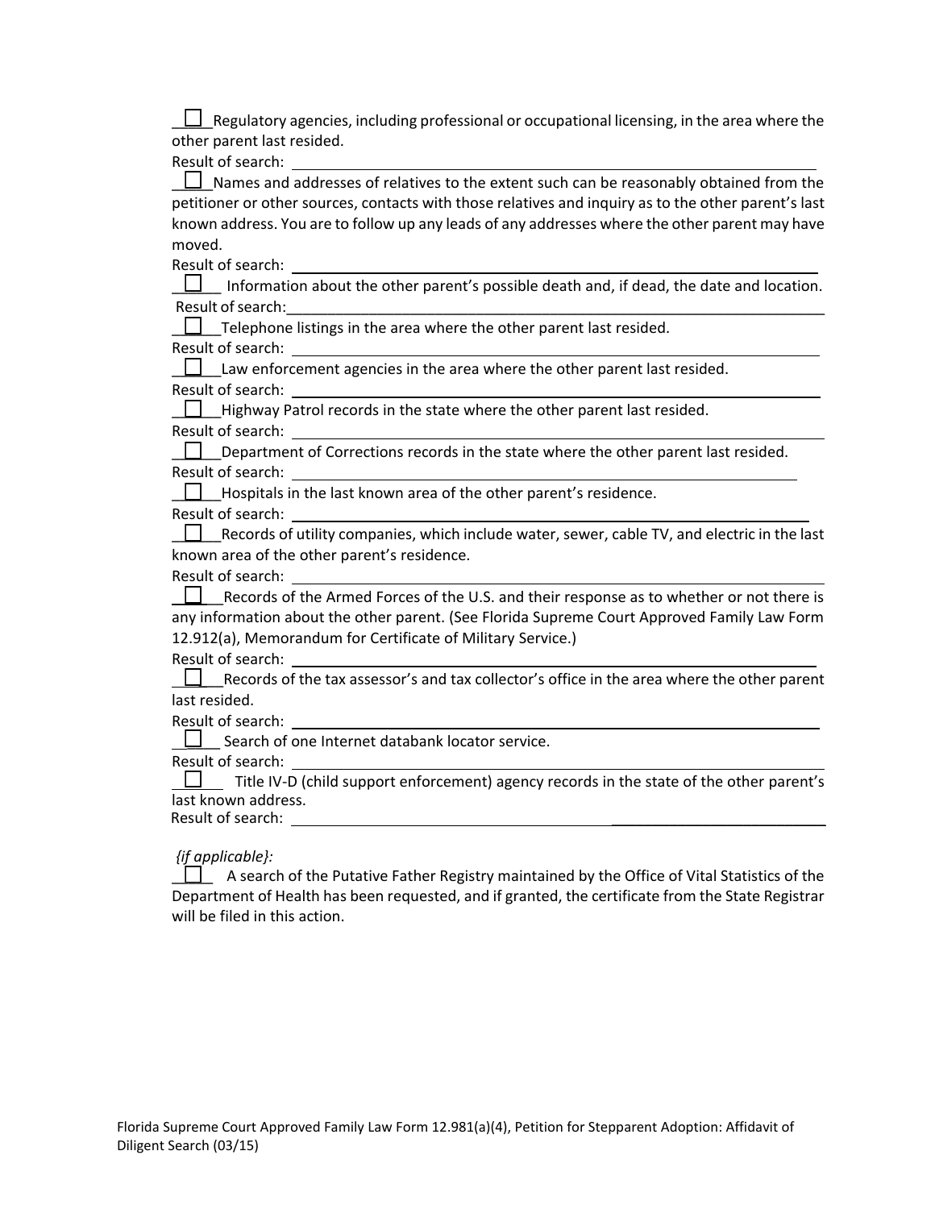☐ Regulatory agencies, including professional or occupational licensing, in the area where the other parent last resided.

Result of search: ______________________________________________

☐ Names and addresses of relatives to the extent such can be reasonably obtained from the petitioner or other sources, contacts with those relatives and inquiry as to the other parent's last known address. You are to follow up any leads of any addresses where the other parent may have moved.

Result of search: ______________________________________________

☐ Information about the other parent's possible death and, if dead, the date and location.

Result of search: ______________________________________________

☐ Telephone listings in the area where the other parent last resided.

Result of search: ______________________________________________

☐ Law enforcement agencies in the area where the other parent last resided.

Result of search: ______________________________________________

☐ Highway Patrol records in the state where the other parent last resided.

Result of search: ______________________________________________

☐ Department of Corrections records in the state where the other parent last resided.

Result of search: ______________________________________________

☐ Hospitals in the last known area of the other parent's residence.

Result of search: ______________________________________________

☐ Records of utility companies, which include water, sewer, cable TV, and electric in the last known area of the other parent's residence.

Result of search: ______________________________________________

☐ Records of the Armed Forces of the U.S. and their response as to whether or not there is any information about the other parent. (See Florida Supreme Court Approved Family Law Form 12.912(a), Memorandum for Certificate of Military Service.)

Result of search: ______________________________________________

☐ Records of the tax assessor's and tax collector's office in the area where the other parent last resided.

Result of search: ______________________________________________

☐ Search of one Internet databank locator service.

Result of search: ______________________________________________

☐ Title IV-D (child support enforcement) agency records in the state of the other parent's last known address.

Result of search: ______________________________________________

*{if applicable}:*

☐ A search of the Putative Father Registry maintained by the Office of Vital Statistics of the Department of Health has been requested, and if granted, the certificate from the State Registrar will be filed in this action.

Florida Supreme Court Approved Family Law Form 12.981(a)(4), Petition for Stepparent Adoption: Affidavit of Diligent Search (03/15)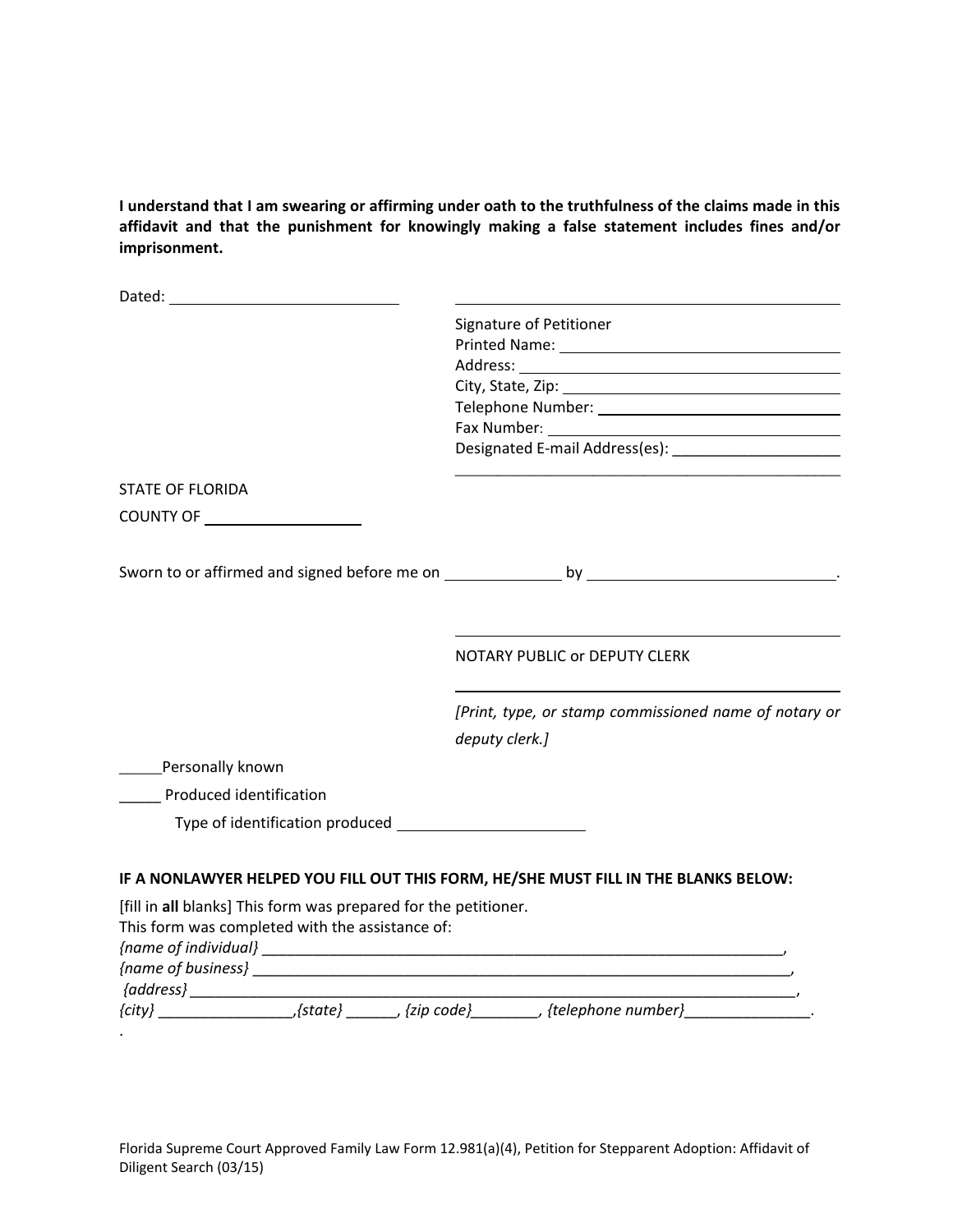**I understand that I am swearing or affirming under oath to the truthfulness of the claims made in this affidavit and that the punishment for knowingly making a false statement includes fines and/or imprisonment.**

Dated: ____________________________

______________________________________________
Signature of Petitioner
Printed Name: ______________________________
Address: __________________________________
City, State, Zip: ____________________________
Telephone Number: __________________________
Fax Number: _______________________________
Designated E-mail Address(es): ____________________
______________________________________________

STATE OF FLORIDA

COUNTY OF ____________________

Sworn to or affirmed and signed before me on _______________ by ________________________________.

______________________________________________
NOTARY PUBLIC or DEPUTY CLERK

______________________________________________
*[Print, type, or stamp commissioned name of notary or deputy clerk.]*

_____Personally known

_____ Produced identification

Type of identification produced ________________________

**IF A NONLAWYER HELPED YOU FILL OUT THIS FORM, HE/SHE MUST FILL IN THE BLANKS BELOW:**

[fill in **all** blanks] This form was prepared for the petitioner.
This form was completed with the assistance of:
*{name of individual}* _________________________________________________________________,
*{name of business}* __________________________________________________________________,
*{address}* _________________________________________________________________________,
*{city}* ________________,*{state}* ______, *{zip code}*________, *{telephone number}*_______________.

Florida Supreme Court Approved Family Law Form 12.981(a)(4), Petition for Stepparent Adoption: Affidavit of Diligent Search (03/15)